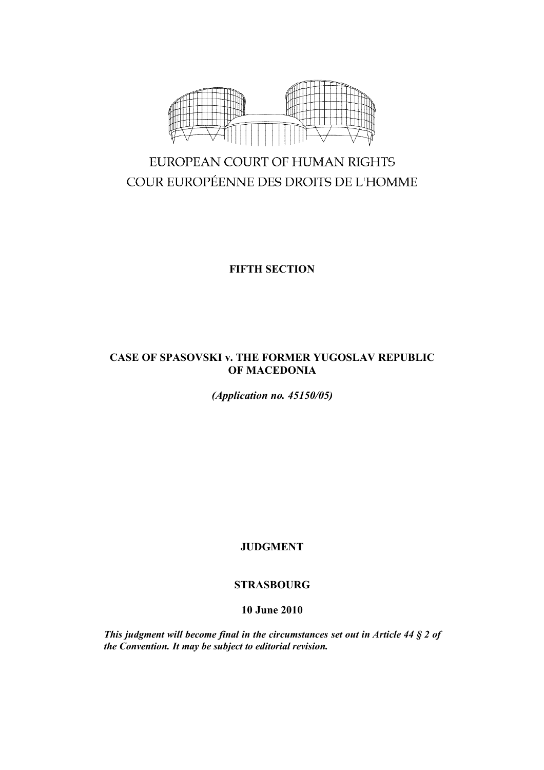EUROPEAN COURT OF HUMAN RIGHTS

COUR EUROPÉENNE DES DROITS DE L'HOMME

**FIFTH SECTION**

# CASE OF SPASOVSKI v. THE FORMER YUGOSLAV REPUBLIC OF MACEDONIA

*(Application no. 45150/05)*

**JUDGMENT**

**STRASBOURG**

**10 June 2010**

***This judgment will become final in the circumstances set out in Article 44 § 2 of the Convention. It may be subject to editorial revision.***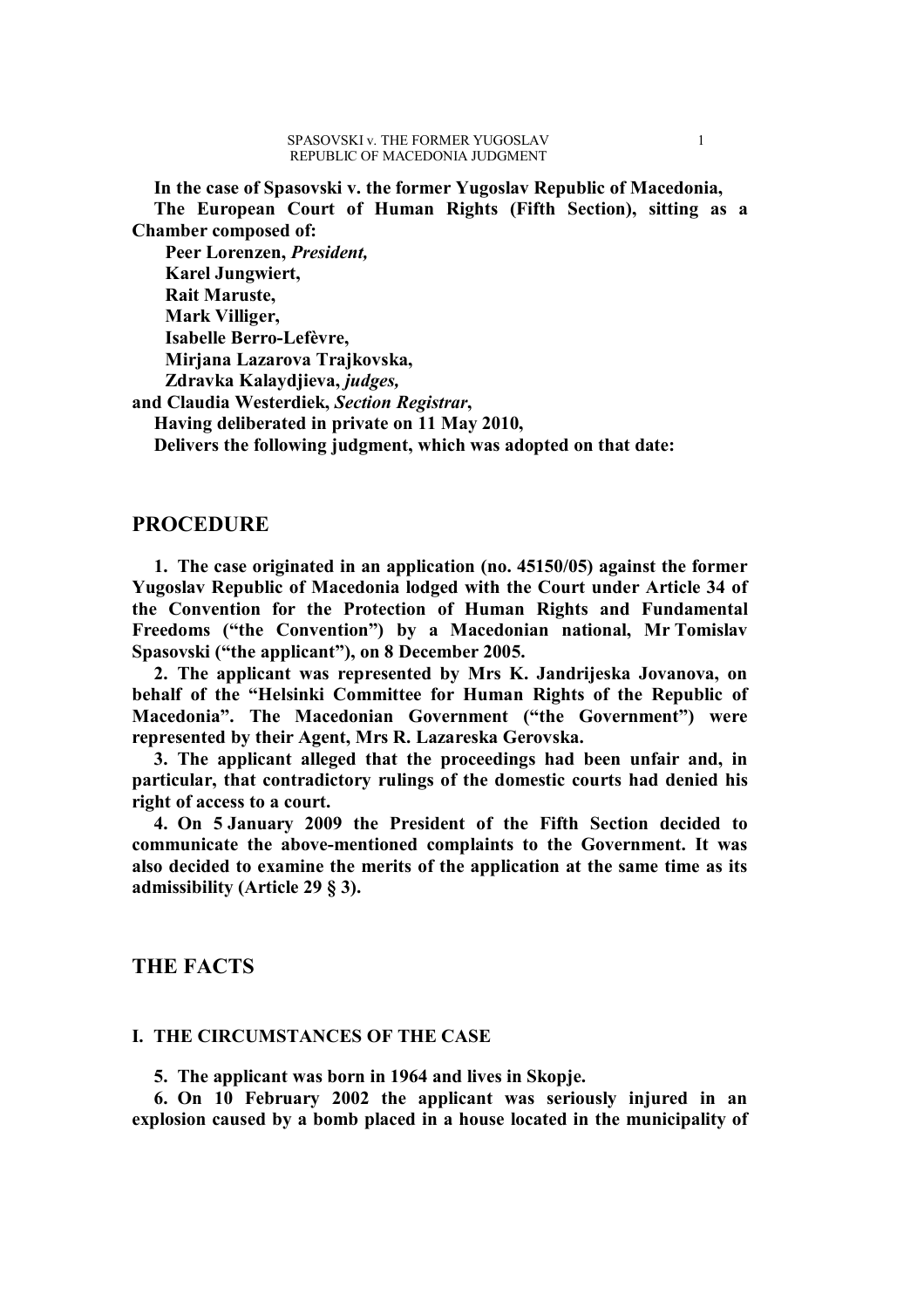**In the case of Spasovski v. the former Yugoslav Republic of Macedonia,**

**The European Court of Human Rights (Fifth Section), sitting as a Chamber composed of:**

**Peer Lorenzen,** ***President,***
**Karel Jungwiert,**
**Rait Maruste,**
**Mark Villiger,**
**Isabelle Berro-Lefèvre,**
**Mirjana Lazarova Trajkovska,**
**Zdravka Kalaydjieva,** ***judges,***
**and Claudia Westerdiek,** ***Section Registrar*****,**

**Having deliberated in private on 11 May 2010,**

**Delivers the following judgment, which was adopted on that date:**

## PROCEDURE

**1. The case originated in an application (no. 45150/05) against the former Yugoslav Republic of Macedonia lodged with the Court under Article 34 of the Convention for the Protection of Human Rights and Fundamental Freedoms ("the Convention") by a Macedonian national, Mr Tomislav Spasovski ("the applicant"), on 8 December 2005.**

**2. The applicant was represented by Mrs K. Jandrijeska Jovanova, on behalf of the "Helsinki Committee for Human Rights of the Republic of Macedonia". The Macedonian Government ("the Government") were represented by their Agent, Mrs R. Lazareska Gerovska.**

**3. The applicant alleged that the proceedings had been unfair and, in particular, that contradictory rulings of the domestic courts had denied his right of access to a court.**

**4. On 5 January 2009 the President of the Fifth Section decided to communicate the above-mentioned complaints to the Government. It was also decided to examine the merits of the application at the same time as its admissibility (Article 29 § 3).**

## THE FACTS

### I. THE CIRCUMSTANCES OF THE CASE

**5. The applicant was born in 1964 and lives in Skopje.**

**6. On 10 February 2002 the applicant was seriously injured in an explosion caused by a bomb placed in a house located in the municipality of**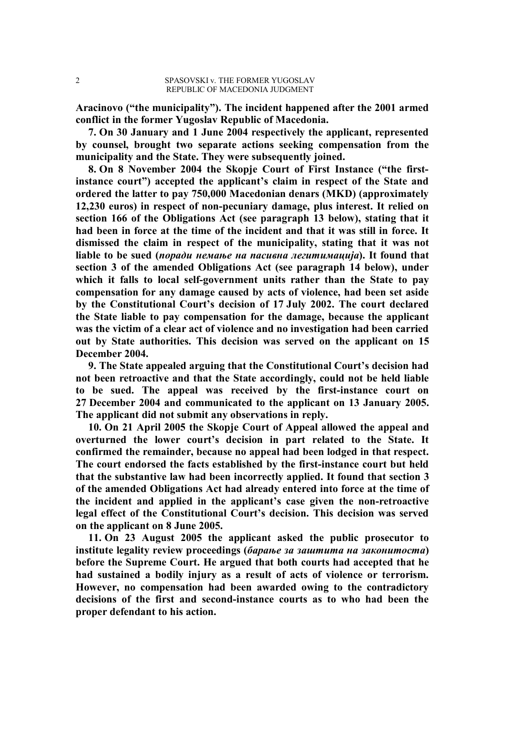Aracinovo ("the municipality"). The incident happened after the 2001 armed conflict in the former Yugoslav Republic of Macedonia.

7. On 30 January and 1 June 2004 respectively the applicant, represented by counsel, brought two separate actions seeking compensation from the municipality and the State. They were subsequently joined.

8. On 8 November 2004 the Skopje Court of First Instance ("the first-instance court") accepted the applicant's claim in respect of the State and ordered the latter to pay 750,000 Macedonian denars (MKD) (approximately 12,230 euros) in respect of non-pecuniary damage, plus interest. It relied on section 166 of the Obligations Act (see paragraph 13 below), stating that it had been in force at the time of the incident and that it was still in force. It dismissed the claim in respect of the municipality, stating that it was not liable to be sued (*поради немање на пасивна легитимација*). It found that section 3 of the amended Obligations Act (see paragraph 14 below), under which it falls to local self-government units rather than the State to pay compensation for any damage caused by acts of violence, had been set aside by the Constitutional Court's decision of 17 July 2002. The court declared the State liable to pay compensation for the damage, because the applicant was the victim of a clear act of violence and no investigation had been carried out by State authorities. This decision was served on the applicant on 15 December 2004.

9. The State appealed arguing that the Constitutional Court's decision had not been retroactive and that the State accordingly, could not be held liable to be sued. The appeal was received by the first-instance court on 27 December 2004 and communicated to the applicant on 13 January 2005. The applicant did not submit any observations in reply.

10. On 21 April 2005 the Skopje Court of Appeal allowed the appeal and overturned the lower court's decision in part related to the State. It confirmed the remainder, because no appeal had been lodged in that respect. The court endorsed the facts established by the first-instance court but held that the substantive law had been incorrectly applied. It found that section 3 of the amended Obligations Act had already entered into force at the time of the incident and applied in the applicant's case given the non-retroactive legal effect of the Constitutional Court's decision. This decision was served on the applicant on 8 June 2005.

11. On 23 August 2005 the applicant asked the public prosecutor to institute legality review proceedings (*барање за заштита на законитоста*) before the Supreme Court. He argued that both courts had accepted that he had sustained a bodily injury as a result of acts of violence or terrorism. However, no compensation had been awarded owing to the contradictory decisions of the first and second-instance courts as to who had been the proper defendant to his action.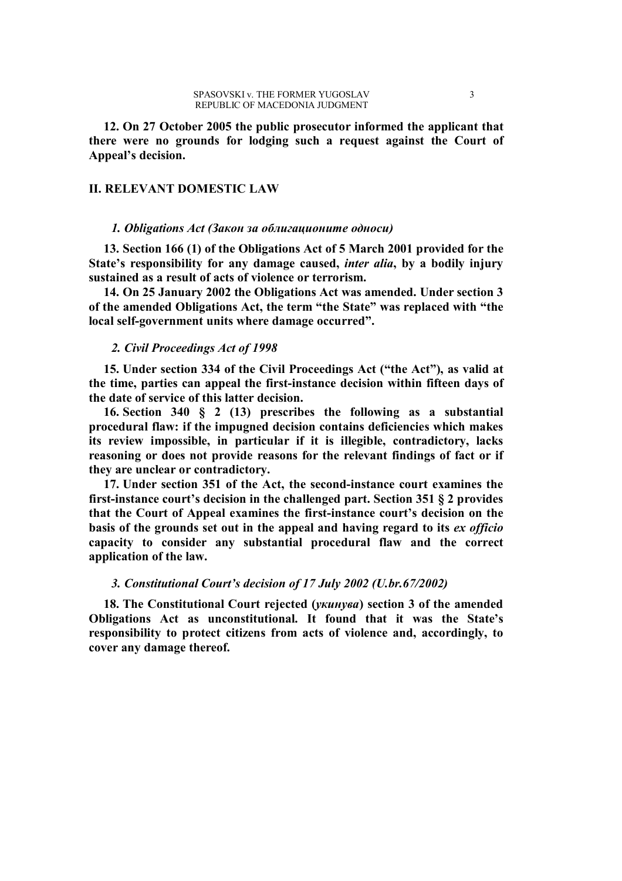**12. On 27 October 2005 the public prosecutor informed the applicant that there were no grounds for lodging such a request against the Court of Appeal's decision.**

## II. RELEVANT DOMESTIC LAW

### *1. Obligations Act (Закон за облигационите односи)*

**13. Section 166 (1) of the Obligations Act of 5 March 2001 provided for the State's responsibility for any damage caused, *inter alia*, by a bodily injury sustained as a result of acts of violence or terrorism.**

**14. On 25 January 2002 the Obligations Act was amended. Under section 3 of the amended Obligations Act, the term "the State" was replaced with "the local self-government units where damage occurred".**

### *2. Civil Proceedings Act of 1998*

**15. Under section 334 of the Civil Proceedings Act ("the Act"), as valid at the time, parties can appeal the first-instance decision within fifteen days of the date of service of this latter decision.**

**16. Section 340 § 2 (13) prescribes the following as a substantial procedural flaw: if the impugned decision contains deficiencies which makes its review impossible, in particular if it is illegible, contradictory, lacks reasoning or does not provide reasons for the relevant findings of fact or if they are unclear or contradictory.**

**17. Under section 351 of the Act, the second-instance court examines the first-instance court's decision in the challenged part. Section 351 § 2 provides that the Court of Appeal examines the first-instance court's decision on the basis of the grounds set out in the appeal and having regard to its *ex officio* capacity to consider any substantial procedural flaw and the correct application of the law.**

### *3. Constitutional Court's decision of 17 July 2002 (U.br.67/2002)*

**18. The Constitutional Court rejected (*укинува*) section 3 of the amended Obligations Act as unconstitutional. It found that it was the State's responsibility to protect citizens from acts of violence and, accordingly, to cover any damage thereof.**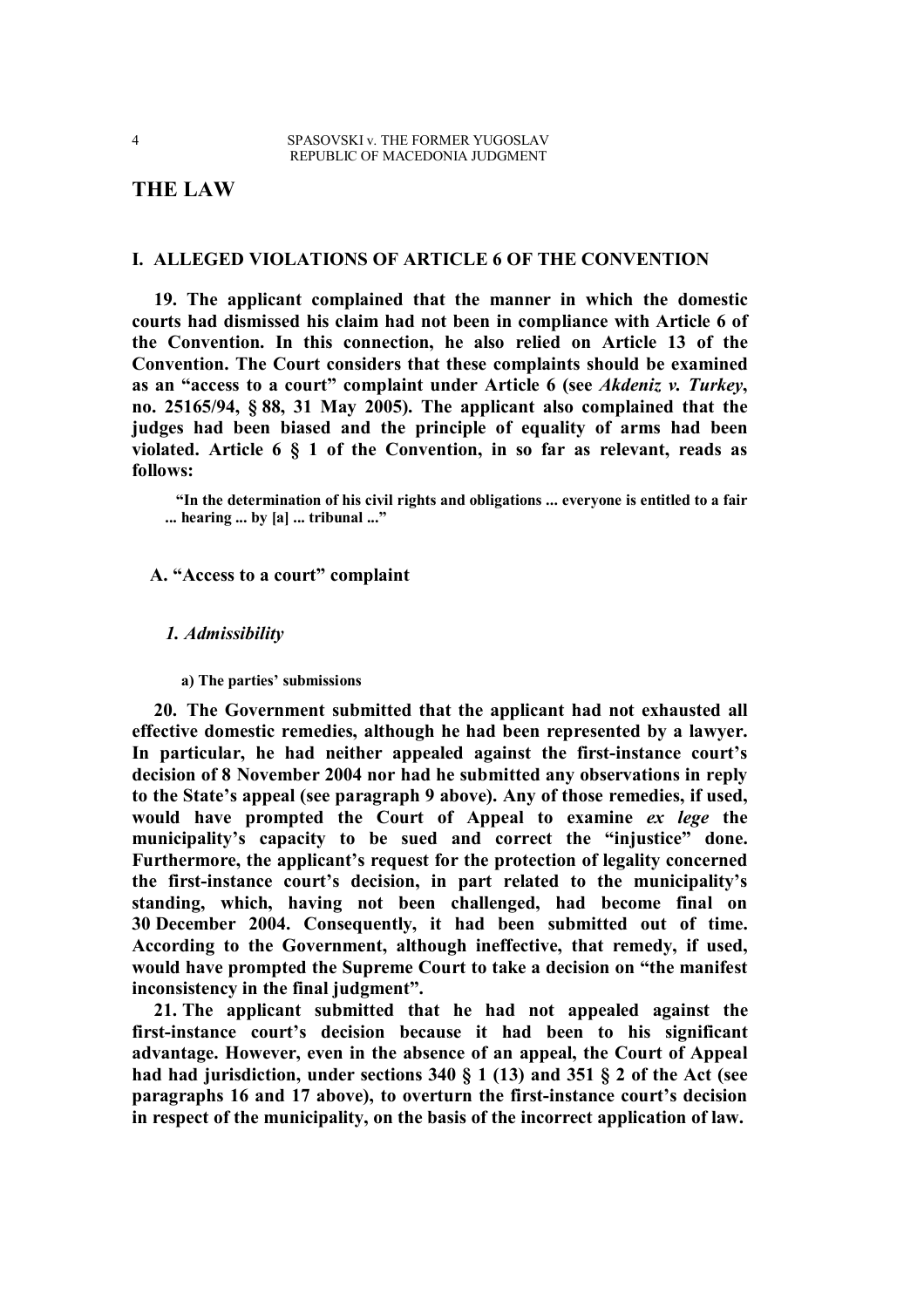# THE LAW

## I. ALLEGED VIOLATIONS OF ARTICLE 6 OF THE CONVENTION

**19. The applicant complained that the manner in which the domestic courts had dismissed his claim had not been in compliance with Article 6 of the Convention. In this connection, he also relied on Article 13 of the Convention. The Court considers that these complaints should be examined as an "access to a court" complaint under Article 6 (see *Akdeniz v. Turkey*, no. 25165/94, § 88, 31 May 2005). The applicant also complained that the judges had been biased and the principle of equality of arms had been violated. Article 6 § 1 of the Convention, in so far as relevant, reads as follows:**

> **"In the determination of his civil rights and obligations ... everyone is entitled to a fair ... hearing ... by [a] ... tribunal ..."**

### A. "Access to a court" complaint

#### *1. Admissibility*

##### a) The parties' submissions

**20. The Government submitted that the applicant had not exhausted all effective domestic remedies, although he had been represented by a lawyer. In particular, he had neither appealed against the first-instance court's decision of 8 November 2004 nor had he submitted any observations in reply to the State's appeal (see paragraph 9 above). Any of those remedies, if used, would have prompted the Court of Appeal to examine *ex lege* the municipality's capacity to be sued and correct the "injustice" done. Furthermore, the applicant's request for the protection of legality concerned the first-instance court's decision, in part related to the municipality's standing, which, having not been challenged, had become final on 30 December 2004. Consequently, it had been submitted out of time. According to the Government, although ineffective, that remedy, if used, would have prompted the Supreme Court to take a decision on "the manifest inconsistency in the final judgment".**

**21. The applicant submitted that he had not appealed against the first-instance court's decision because it had been to his significant advantage. However, even in the absence of an appeal, the Court of Appeal had had jurisdiction, under sections 340 § 1 (13) and 351 § 2 of the Act (see paragraphs 16 and 17 above), to overturn the first-instance court's decision in respect of the municipality, on the basis of the incorrect application of law.**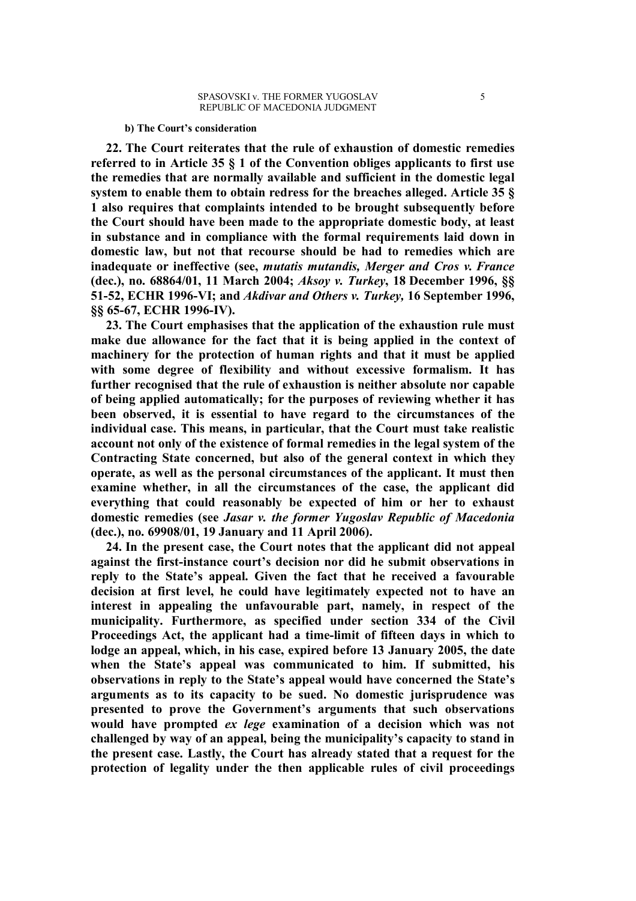**b) The Court's consideration**

**22. The Court reiterates that the rule of exhaustion of domestic remedies referred to in Article 35 § 1 of the Convention obliges applicants to first use the remedies that are normally available and sufficient in the domestic legal system to enable them to obtain redress for the breaches alleged. Article 35 § 1 also requires that complaints intended to be brought subsequently before the Court should have been made to the appropriate domestic body, at least in substance and in compliance with the formal requirements laid down in domestic law, but not that recourse should be had to remedies which are inadequate or ineffective (see, *mutatis mutandis, Merger and Cros v. France* (dec.), no. 68864/01, 11 March 2004; *Aksoy v. Turkey*, 18 December 1996, §§ 51-52, ECHR 1996-VI; and *Akdivar and Others v. Turkey,* 16 September 1996, §§ 65-67, ECHR 1996-IV).**

**23. The Court emphasises that the application of the exhaustion rule must make due allowance for the fact that it is being applied in the context of machinery for the protection of human rights and that it must be applied with some degree of flexibility and without excessive formalism. It has further recognised that the rule of exhaustion is neither absolute nor capable of being applied automatically; for the purposes of reviewing whether it has been observed, it is essential to have regard to the circumstances of the individual case. This means, in particular, that the Court must take realistic account not only of the existence of formal remedies in the legal system of the Contracting State concerned, but also of the general context in which they operate, as well as the personal circumstances of the applicant. It must then examine whether, in all the circumstances of the case, the applicant did everything that could reasonably be expected of him or her to exhaust domestic remedies (see *Jasar v. the former Yugoslav Republic of Macedonia* (dec.), no. 69908/01, 19 January and 11 April 2006).**

**24. In the present case, the Court notes that the applicant did not appeal against the first-instance court's decision nor did he submit observations in reply to the State's appeal. Given the fact that he received a favourable decision at first level, he could have legitimately expected not to have an interest in appealing the unfavourable part, namely, in respect of the municipality. Furthermore, as specified under section 334 of the Civil Proceedings Act, the applicant had a time-limit of fifteen days in which to lodge an appeal, which, in his case, expired before 13 January 2005, the date when the State's appeal was communicated to him. If submitted, his observations in reply to the State's appeal would have concerned the State's arguments as to its capacity to be sued. No domestic jurisprudence was presented to prove the Government's arguments that such observations would have prompted *ex lege* examination of a decision which was not challenged by way of an appeal, being the municipality's capacity to stand in the present case. Lastly, the Court has already stated that a request for the protection of legality under the then applicable rules of civil proceedings**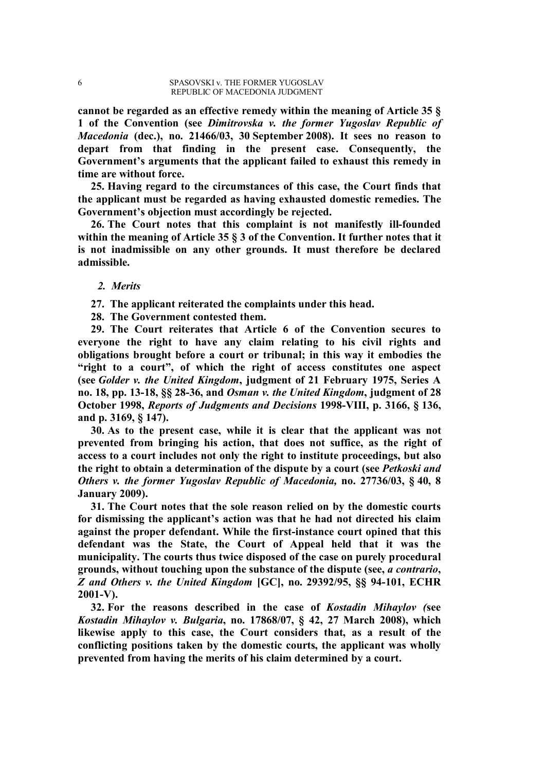**cannot be regarded as an effective remedy within the meaning of Article 35 § 1 of the Convention (see *Dimitrovska v. the former Yugoslav Republic of Macedonia* (dec.), no. 21466/03, 30 September 2008). It sees no reason to depart from that finding in the present case. Consequently, the Government's arguments that the applicant failed to exhaust this remedy in time are without force.**

**25. Having regard to the circumstances of this case, the Court finds that the applicant must be regarded as having exhausted domestic remedies. The Government's objection must accordingly be rejected.**

**26. The Court notes that this complaint is not manifestly ill-founded within the meaning of Article 35 § 3 of the Convention. It further notes that it is not inadmissible on any other grounds. It must therefore be declared admissible.**

### *2. Merits*

**27. The applicant reiterated the complaints under this head.**

**28. The Government contested them.**

**29. The Court reiterates that Article 6 of the Convention secures to everyone the right to have any claim relating to his civil rights and obligations brought before a court or tribunal; in this way it embodies the "right to a court", of which the right of access constitutes one aspect (see *Golder v. the United Kingdom*, judgment of 21 February 1975, Series A no. 18, pp. 13-18, §§ 28-36, and *Osman v. the United Kingdom*, judgment of 28 October 1998, *Reports of Judgments and Decisions* 1998-VIII, p. 3166, § 136, and p. 3169, § 147).**

**30. As to the present case, while it is clear that the applicant was not prevented from bringing his action, that does not suffice, as the right of access to a court includes not only the right to institute proceedings, but also the right to obtain a determination of the dispute by a court (see *Petkoski and Others v. the former Yugoslav Republic of Macedonia,* no. 27736/03, § 40, 8 January 2009).**

**31. The Court notes that the sole reason relied on by the domestic courts for dismissing the applicant's action was that he had not directed his claim against the proper defendant. While the first-instance court opined that this defendant was the State, the Court of Appeal held that it was the municipality. The courts thus twice disposed of the case on purely procedural grounds, without touching upon the substance of the dispute (see, *a contrario*, *Z and Others v. the United Kingdom* [GC], no. 29392/95, §§ 94-101, ECHR 2001-V).**

**32. For the reasons described in the case of *Kostadin Mihaylov (*see *Kostadin Mihaylov v. Bulgaria*, no. 17868/07, § 42, 27 March 2008), which likewise apply to this case, the Court considers that, as a result of the conflicting positions taken by the domestic courts, the applicant was wholly prevented from having the merits of his claim determined by a court.**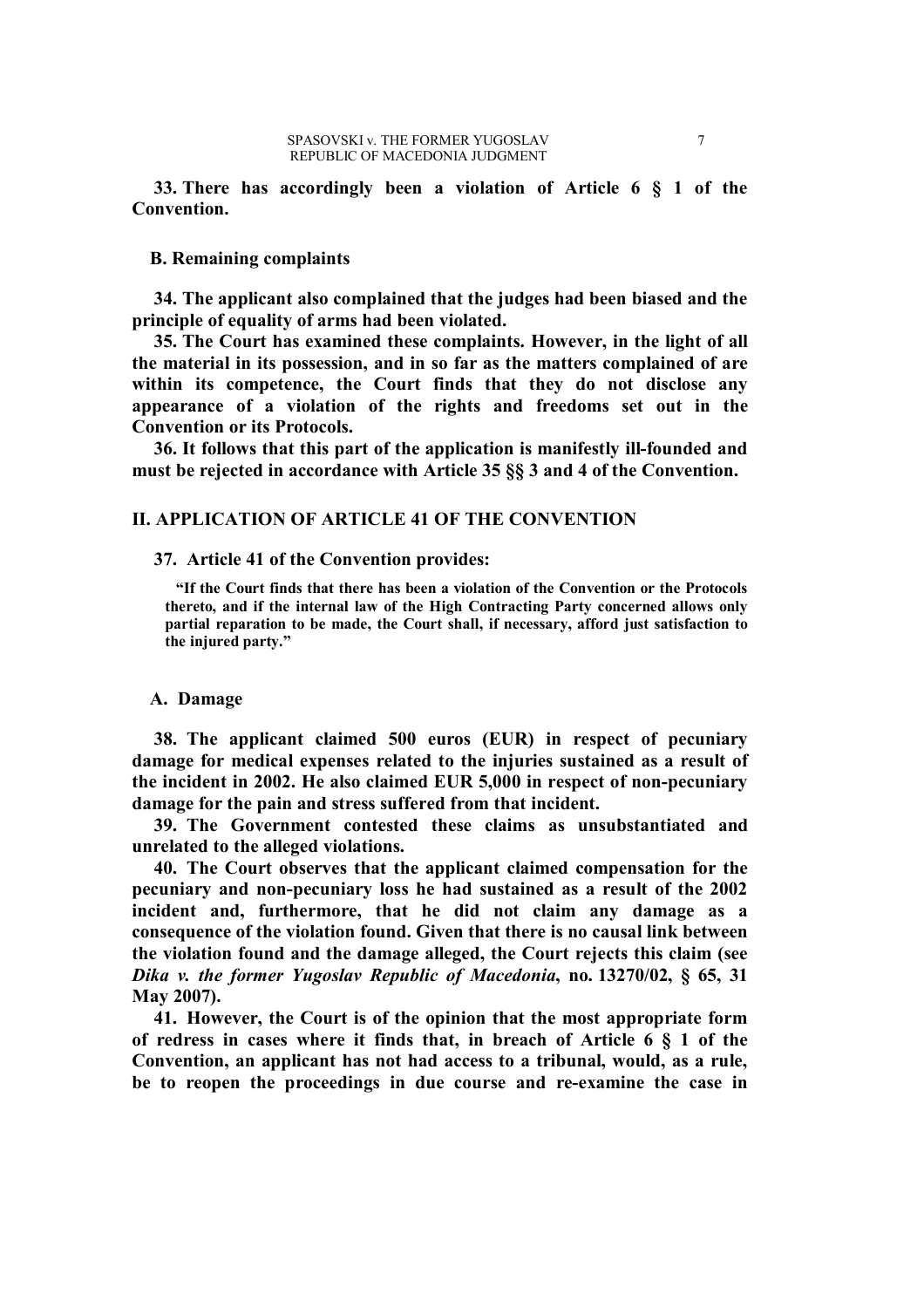**33. There has accordingly been a violation of Article 6 § 1 of the Convention.**

### B. Remaining complaints

**34. The applicant also complained that the judges had been biased and the principle of equality of arms had been violated.**

**35. The Court has examined these complaints. However, in the light of all the material in its possession, and in so far as the matters complained of are within its competence, the Court finds that they do not disclose any appearance of a violation of the rights and freedoms set out in the Convention or its Protocols.**

**36. It follows that this part of the application is manifestly ill-founded and must be rejected in accordance with Article 35 §§ 3 and 4 of the Convention.**

## II. APPLICATION OF ARTICLE 41 OF THE CONVENTION

**37. Article 41 of the Convention provides:**

> **"If the Court finds that there has been a violation of the Convention or the Protocols thereto, and if the internal law of the High Contracting Party concerned allows only partial reparation to be made, the Court shall, if necessary, afford just satisfaction to the injured party."**

### A. Damage

**38. The applicant claimed 500 euros (EUR) in respect of pecuniary damage for medical expenses related to the injuries sustained as a result of the incident in 2002. He also claimed EUR 5,000 in respect of non-pecuniary damage for the pain and stress suffered from that incident.**

**39. The Government contested these claims as unsubstantiated and unrelated to the alleged violations.**

**40. The Court observes that the applicant claimed compensation for the pecuniary and non-pecuniary loss he had sustained as a result of the 2002 incident and, furthermore, that he did not claim any damage as a consequence of the violation found. Given that there is no causal link between the violation found and the damage alleged, the Court rejects this claim (see *Dika v. the former Yugoslav Republic of Macedonia*, no. 13270/02, § 65, 31 May 2007).**

**41. However, the Court is of the opinion that the most appropriate form of redress in cases where it finds that, in breach of Article 6 § 1 of the Convention, an applicant has not had access to a tribunal, would, as a rule, be to reopen the proceedings in due course and re-examine the case in**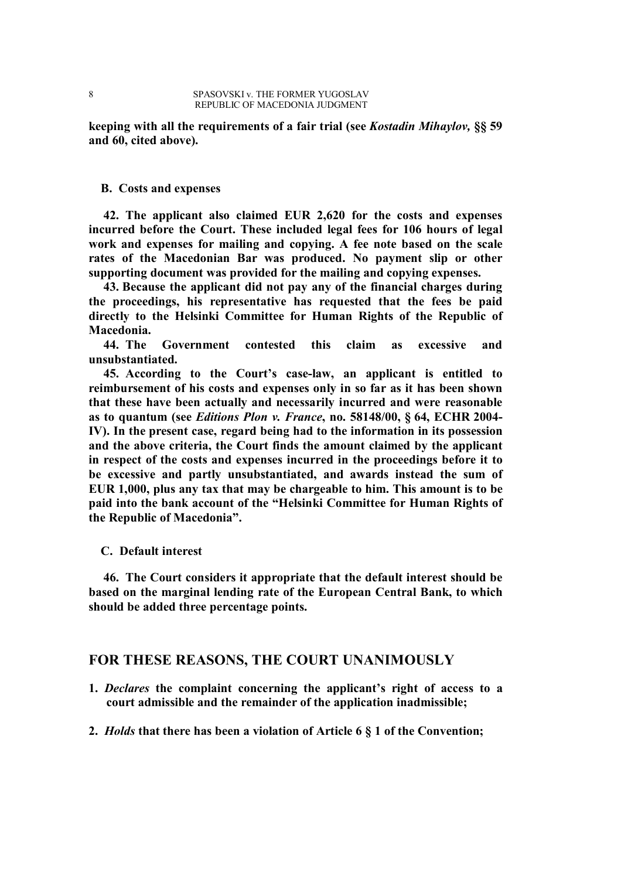keeping with all the requirements of a fair trial (see *Kostadin Mihaylov*, §§ 59 and 60, cited above).

## B. Costs and expenses

42. The applicant also claimed EUR 2,620 for the costs and expenses incurred before the Court. These included legal fees for 106 hours of legal work and expenses for mailing and copying. A fee note based on the scale rates of the Macedonian Bar was produced. No payment slip or other supporting document was provided for the mailing and copying expenses.

43. Because the applicant did not pay any of the financial charges during the proceedings, his representative has requested that the fees be paid directly to the Helsinki Committee for Human Rights of the Republic of Macedonia.

44. The Government contested this claim as excessive and unsubstantiated.

45. According to the Court's case-law, an applicant is entitled to reimbursement of his costs and expenses only in so far as it has been shown that these have been actually and necessarily incurred and were reasonable as to quantum (see *Editions Plon v. France*, no. 58148/00, § 64, ECHR 2004-IV). In the present case, regard being had to the information in its possession and the above criteria, the Court finds the amount claimed by the applicant in respect of the costs and expenses incurred in the proceedings before it to be excessive and partly unsubstantiated, and awards instead the sum of EUR 1,000, plus any tax that may be chargeable to him. This amount is to be paid into the bank account of the "Helsinki Committee for Human Rights of the Republic of Macedonia".

## C. Default interest

46. The Court considers it appropriate that the default interest should be based on the marginal lending rate of the European Central Bank, to which should be added three percentage points.

# FOR THESE REASONS, THE COURT UNANIMOUSLY

1. *Declares* the complaint concerning the applicant's right of access to a court admissible and the remainder of the application inadmissible;

2. *Holds* that there has been a violation of Article 6 § 1 of the Convention;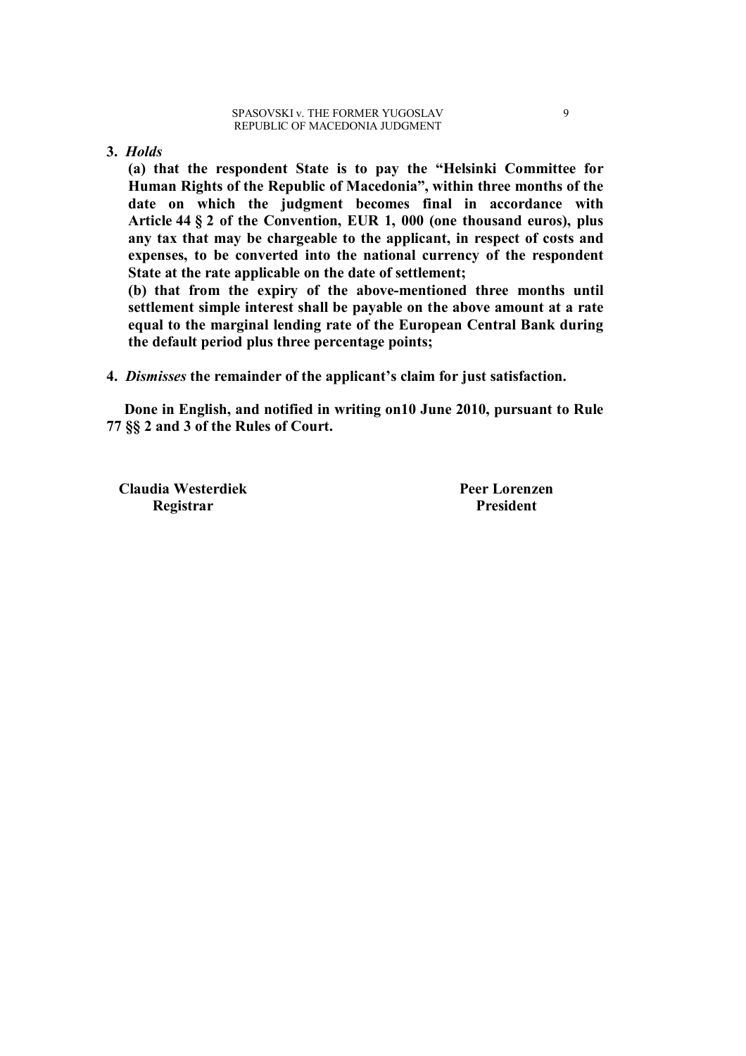**3.** ***Holds***

**(a) that the respondent State is to pay the "Helsinki Committee for Human Rights of the Republic of Macedonia", within three months of the date on which the judgment becomes final in accordance with Article 44 § 2 of the Convention, EUR 1, 000 (one thousand euros), plus any tax that may be chargeable to the applicant, in respect of costs and expenses, to be converted into the national currency of the respondent State at the rate applicable on the date of settlement;**

**(b) that from the expiry of the above-mentioned three months until settlement simple interest shall be payable on the above amount at a rate equal to the marginal lending rate of the European Central Bank during the default period plus three percentage points;**

**4.** ***Dismisses*** **the remainder of the applicant's claim for just satisfaction.**

**Done in English, and notified in writing on10 June 2010, pursuant to Rule 77 §§ 2 and 3 of the Rules of Court.**

| | |
|---|---|
| **Claudia Westerdiek** | **Peer Lorenzen** |
| **Registrar** | **President** |